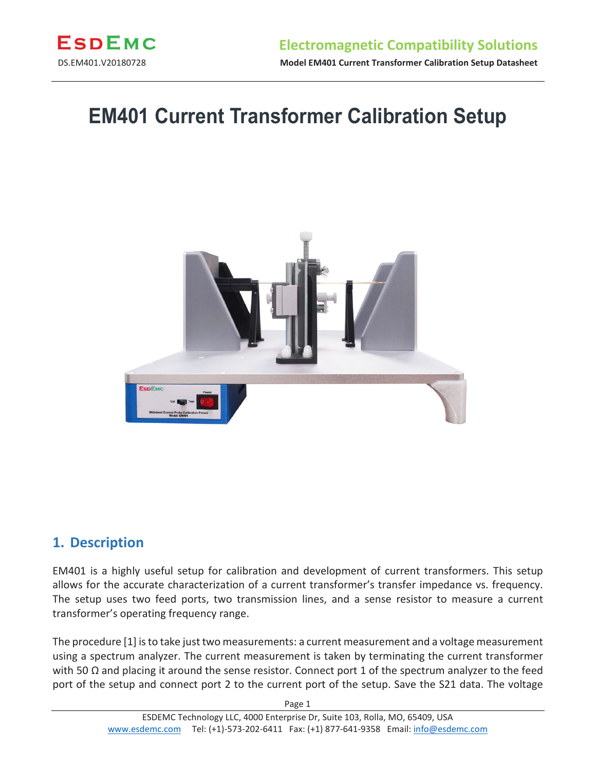# EM401 Current Transformer Calibration Setup

## 1. Description

EM401 is a highly useful setup for calibration and development of current transformers. This setup allows for the accurate characterization of a current transformer's transfer impedance vs. frequency. The setup uses two feed ports, two transmission lines, and a sense resistor to measure a current transformer's operating frequency range.

The procedure [1] is to take just two measurements: a current measurement and a voltage measurement using a spectrum analyzer. The current measurement is taken by terminating the current transformer with 50 Ω and placing it around the sense resistor. Connect port 1 of the spectrum analyzer to the feed port of the setup and connect port 2 to the current port of the setup. Save the S21 data. The voltage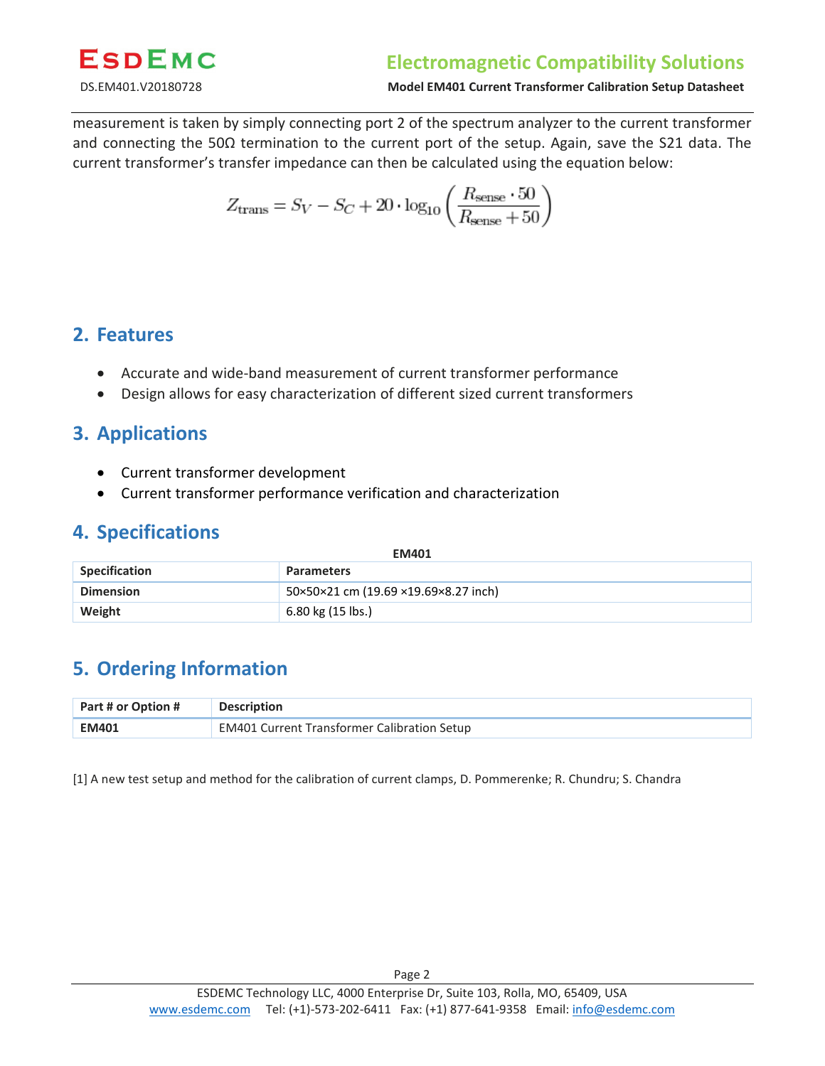measurement is taken by simply connecting port 2 of the spectrum analyzer to the current transformer and connecting the 50Ω termination to the current port of the setup. Again, save the S21 data. The current transformer's transfer impedance can then be calculated using the equation below:

$$Z_{\text{trans}} = S_V - S_C + 20 \cdot \log_{10}\left(\frac{R_{\text{sense}} \cdot 50}{R_{\text{sense}} + 50}\right)$$

## 2. Features

- Accurate and wide-band measurement of current transformer performance
- Design allows for easy characterization of different sized current transformers

## 3. Applications

- Current transformer development
- Current transformer performance verification and characterization

## 4. Specifications

**EM401**

| Specification | Parameters |
| --- | --- |
| **Dimension** | 50×50×21 cm (19.69 ×19.69×8.27 inch) |
| **Weight** | 6.80 kg (15 lbs.) |

## 5. Ordering Information

| Part # or Option # | Description |
| --- | --- |
| **EM401** | EM401 Current Transformer Calibration Setup |

[1] A new test setup and method for the calibration of current clamps, D. Pommerenke; R. Chundru; S. Chandra